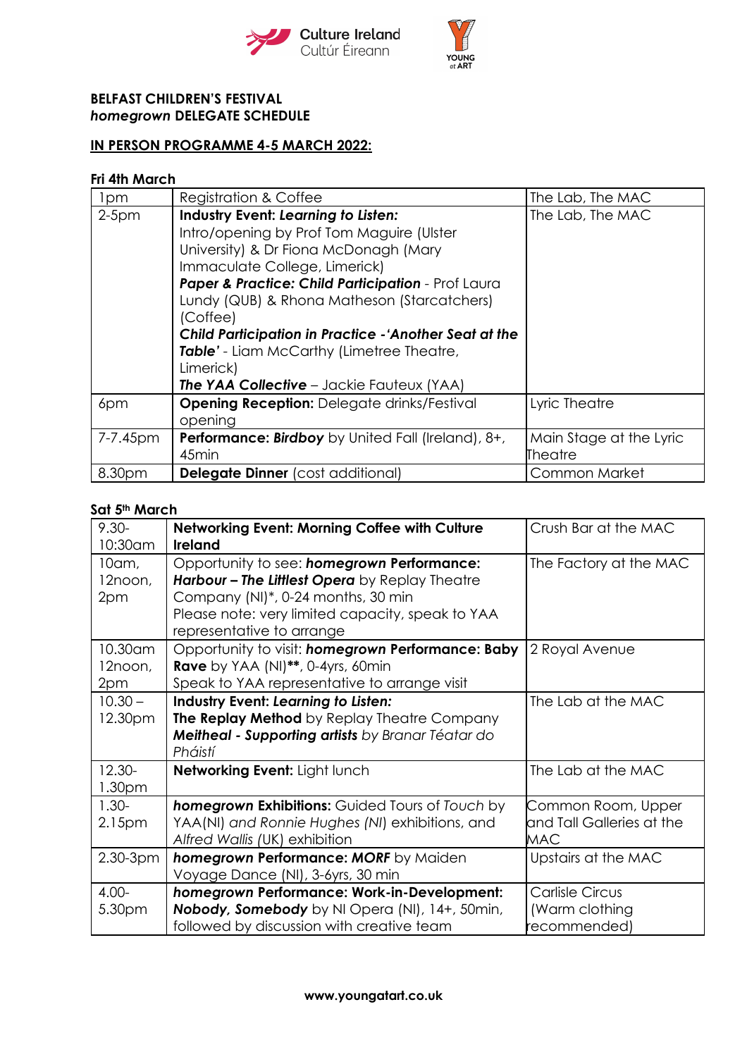Culture Ireland
Cultúr Éireann

YOUNG at ART

**BELFAST CHILDREN'S FESTIVAL**
***homegrown* DELEGATE SCHEDULE**

**<u>IN PERSON PROGRAMME 4-5 MARCH 2022:</u>**

**Fri 4th March**

| | | |
|---|---|---|
| 1pm | Registration & Coffee | The Lab, The MAC |
| 2-5pm | **Industry Event: *Learning to Listen:*** Intro/opening by Prof Tom Maguire (Ulster University) & Dr Fiona McDonagh (Mary Immaculate College, Limerick) ***Paper & Practice: Child Participation*** - Prof Laura Lundy (QUB) & Rhona Matheson (Starcatchers) (Coffee) ***Child Participation in Practice -'Another Seat at the Table'*** - Liam McCarthy (Limetree Theatre, Limerick) ***The YAA Collective*** – Jackie Fauteux (YAA) | The Lab, The MAC |
| 6pm | **Opening Reception:** Delegate drinks/Festival opening | Lyric Theatre |
| 7-7.45pm | **Performance: *Birdboy*** by United Fall (Ireland), 8+, 45min | Main Stage at the Lyric Theatre |
| 8.30pm | **Delegate Dinner** (cost additional) | Common Market |

**Sat 5th March**

| | | |
|---|---|---|
| 9.30-10:30am | **Networking Event: Morning Coffee with Culture Ireland** | Crush Bar at the MAC |
| 10am, 12noon, 2pm | Opportunity to see: ***homegrown* Performance: *Harbour – The Littlest Opera*** by Replay Theatre Company (NI)*, 0-24 months, 30 min Please note: very limited capacity, speak to YAA representative to arrange | The Factory at the MAC |
| 10.30am 12noon, 2pm | Opportunity to visit: ***homegrown* Performance: Baby Rave** by YAA (NI)**, 0-4yrs, 60min Speak to YAA representative to arrange visit | 2 Royal Avenue |
| 10.30 – 12.30pm | **Industry Event: *Learning to Listen:*** **The Replay Method** by Replay Theatre Company ***Meitheal - Supporting artists*** by *Branar Téatar do Pháistí* | The Lab at the MAC |
| 12.30-1.30pm | **Networking Event:** Light lunch | The Lab at the MAC |
| 1.30-2.15pm | ***homegrown* Exhibitions:** Guided Tours of *Touch* by YAA(NI) *and Ronnie Hughes (NI)* exhibitions, and *Alfred Wallis* (UK) exhibition | Common Room, Upper and Tall Galleries at the MAC |
| 2.30-3pm | ***homegrown* Performance: *MORF*** by Maiden Voyage Dance (NI), 3-6yrs, 30 min | Upstairs at the MAC |
| 4.00-5.30pm | ***homegrown* Performance: Work-in-Development: *Nobody, Somebody*** by NI Opera (NI), 14+, 50min, followed by discussion with creative team | Carlisle Circus (Warm clothing recommended) |

**www.youngatart.co.uk**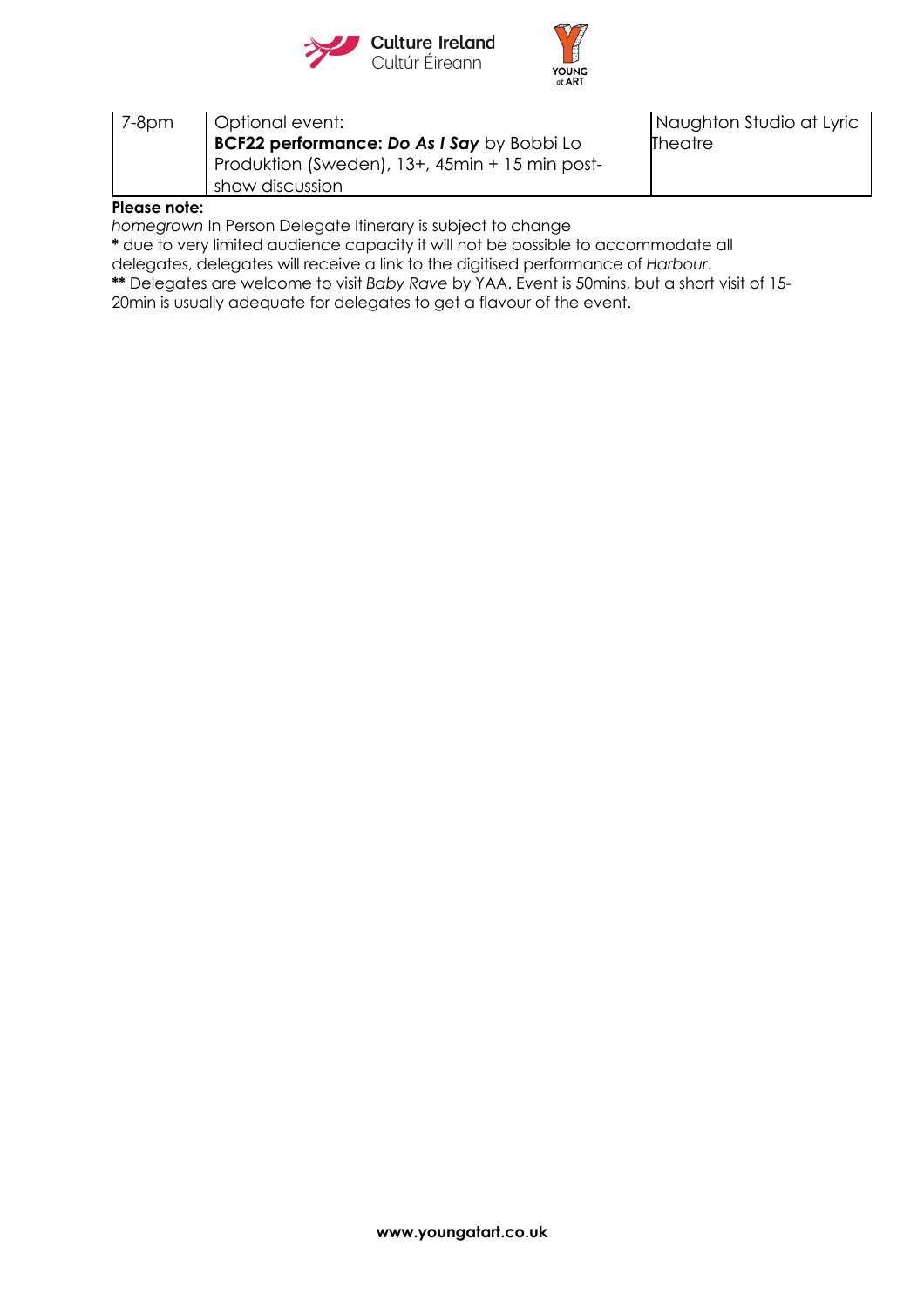| | | |
|---|---|---|
| 7-8pm | Optional event:<br>**BCF22 performance: *Do As I Say*** by Bobbi Lo Produktion (Sweden), 13+, 45min + 15 min post-show discussion | Naughton Studio at Lyric Theatre |

**Please note:**

*homegrown* In Person Delegate Itinerary is subject to change

**\*** due to very limited audience capacity it will not be possible to accommodate all delegates, delegates will receive a link to the digitised performance of *Harbour*.

**\*\*** Delegates are welcome to visit *Baby Rave* by YAA. Event is 50mins, but a short visit of 15-20min is usually adequate for delegates to get a flavour of the event.